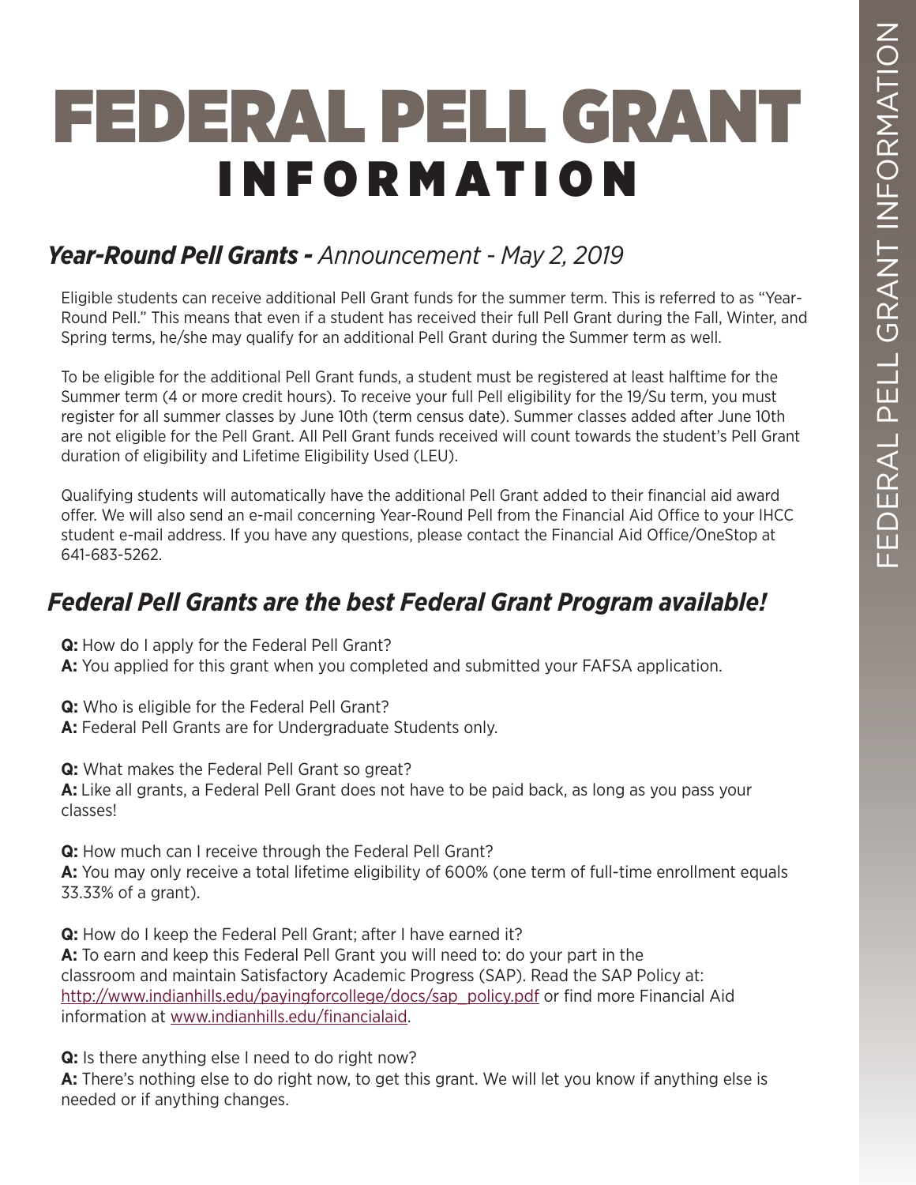# FEDERAL PELL GRANT INFORMATION

## ***Year-Round Pell Grants -*** *Announcement - May 2, 2019*

Eligible students can receive additional Pell Grant funds for the summer term. This is referred to as "Year-Round Pell." This means that even if a student has received their full Pell Grant during the Fall, Winter, and Spring terms, he/she may qualify for an additional Pell Grant during the Summer term as well.

To be eligible for the additional Pell Grant funds, a student must be registered at least halftime for the Summer term (4 or more credit hours). To receive your full Pell eligibility for the 19/Su term, you must register for all summer classes by June 10th (term census date). Summer classes added after June 10th are not eligible for the Pell Grant. All Pell Grant funds received will count towards the student's Pell Grant duration of eligibility and Lifetime Eligibility Used (LEU).

Qualifying students will automatically have the additional Pell Grant added to their financial aid award offer. We will also send an e-mail concerning Year-Round Pell from the Financial Aid Office to your IHCC student e-mail address. If you have any questions, please contact the Financial Aid Office/OneStop at 641-683-5262.

## ***Federal Pell Grants are the best Federal Grant Program available!***

**Q:** How do I apply for the Federal Pell Grant?
**A:** You applied for this grant when you completed and submitted your FAFSA application.

**Q:** Who is eligible for the Federal Pell Grant?
**A:** Federal Pell Grants are for Undergraduate Students only.

**Q:** What makes the Federal Pell Grant so great?
**A:** Like all grants, a Federal Pell Grant does not have to be paid back, as long as you pass your classes!

**Q:** How much can I receive through the Federal Pell Grant?
**A:** You may only receive a total lifetime eligibility of 600% (one term of full-time enrollment equals 33.33% of a grant).

**Q:** How do I keep the Federal Pell Grant; after I have earned it?
**A:** To earn and keep this Federal Pell Grant you will need to: do your part in the classroom and maintain Satisfactory Academic Progress (SAP). Read the SAP Policy at: http://www.indianhills.edu/payingforcollege/docs/sap_policy.pdf or find more Financial Aid information at www.indianhills.edu/financialaid.

**Q:** Is there anything else I need to do right now?
**A:** There's nothing else to do right now, to get this grant. We will let you know if anything else is needed or if anything changes.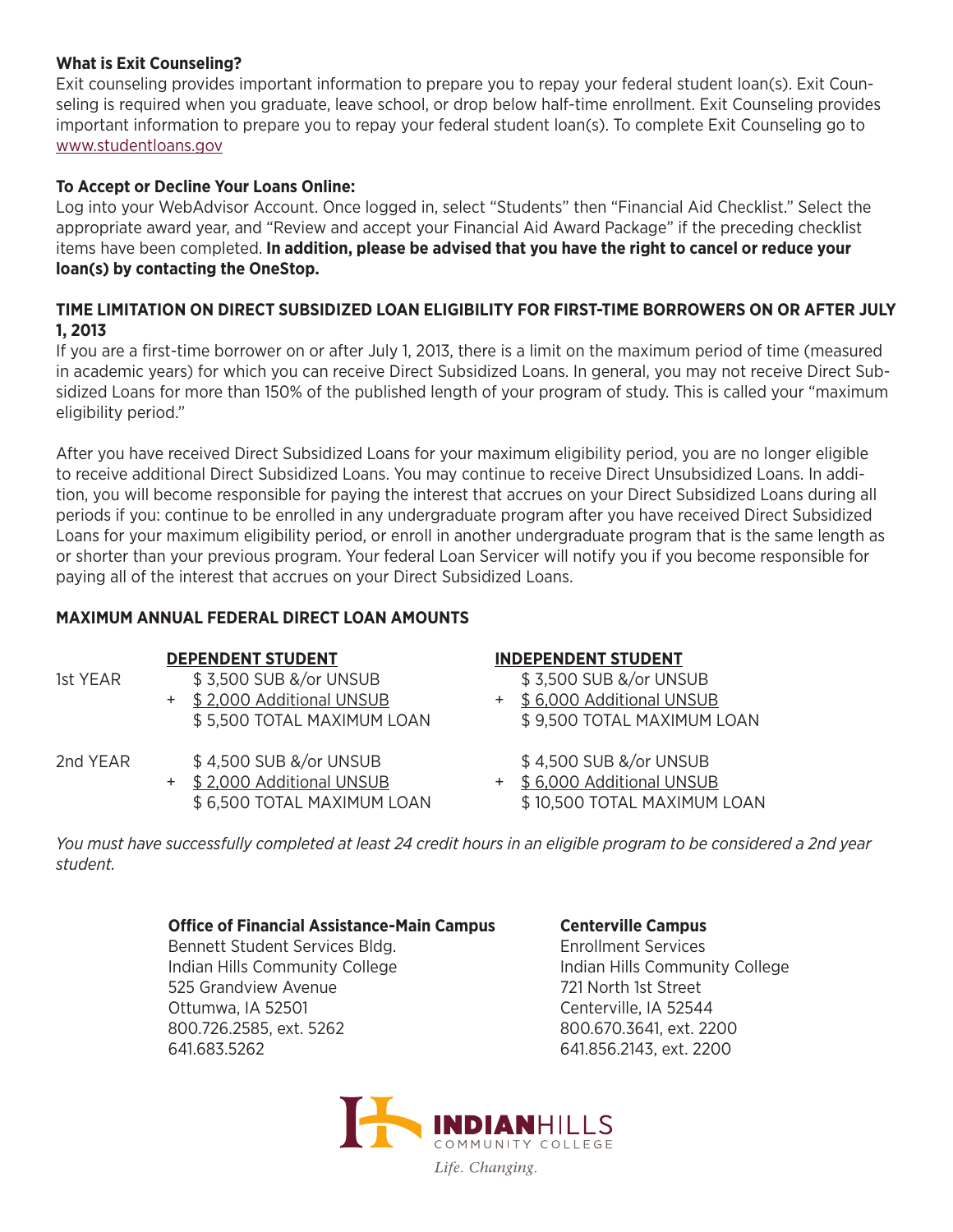**What is Exit Counseling?**

Exit counseling provides important information to prepare you to repay your federal student loan(s). Exit Counseling is required when you graduate, leave school, or drop below half-time enrollment. Exit Counseling provides important information to prepare you to repay your federal student loan(s). To complete Exit Counseling go to www.studentloans.gov

**To Accept or Decline Your Loans Online:**

Log into your WebAdvisor Account. Once logged in, select "Students" then "Financial Aid Checklist." Select the appropriate award year, and "Review and accept your Financial Aid Award Package" if the preceding checklist items have been completed. **In addition, please be advised that you have the right to cancel or reduce your loan(s) by contacting the OneStop.**

**TIME LIMITATION ON DIRECT SUBSIDIZED LOAN ELIGIBILITY FOR FIRST-TIME BORROWERS ON OR AFTER JULY 1, 2013**

If you are a first-time borrower on or after July 1, 2013, there is a limit on the maximum period of time (measured in academic years) for which you can receive Direct Subsidized Loans. In general, you may not receive Direct Subsidized Loans for more than 150% of the published length of your program of study. This is called your "maximum eligibility period."

After you have received Direct Subsidized Loans for your maximum eligibility period, you are no longer eligible to receive additional Direct Subsidized Loans. You may continue to receive Direct Unsubsidized Loans. In addition, you will become responsible for paying the interest that accrues on your Direct Subsidized Loans during all periods if you: continue to be enrolled in any undergraduate program after you have received Direct Subsidized Loans for your maximum eligibility period, or enroll in another undergraduate program that is the same length as or shorter than your previous program. Your federal Loan Servicer will notify you if you become responsible for paying all of the interest that accrues on your Direct Subsidized Loans.

**MAXIMUM ANNUAL FEDERAL DIRECT LOAN AMOUNTS**

| | DEPENDENT STUDENT | INDEPENDENT STUDENT |
|---|---|---|
| 1st YEAR | $ 3,500 SUB &/or UNSUB | $ 3,500 SUB &/or UNSUB |
| | + $ 2,000 Additional UNSUB | + $ 6,000 Additional UNSUB |
| | $ 5,500 TOTAL MAXIMUM LOAN | $ 9,500 TOTAL MAXIMUM LOAN |
| 2nd YEAR | $ 4,500 SUB &/or UNSUB | $ 4,500 SUB &/or UNSUB |
| | + $ 2,000 Additional UNSUB | + $ 6,000 Additional UNSUB |
| | $ 6,500 TOTAL MAXIMUM LOAN | $ 10,500 TOTAL MAXIMUM LOAN |

*You must have successfully completed at least 24 credit hours in an eligible program to be considered a 2nd year student.*

**Office of Financial Assistance-Main Campus**
Bennett Student Services Bldg.
Indian Hills Community College
525 Grandview Avenue
Ottumwa, IA 52501
800.726.2585, ext. 5262
641.683.5262

**Centerville Campus**
Enrollment Services
Indian Hills Community College
721 North 1st Street
Centerville, IA 52544
800.670.3641, ext. 2200
641.856.2143, ext. 2200

INDIANHILLS COMMUNITY COLLEGE
*Life. Changing.*